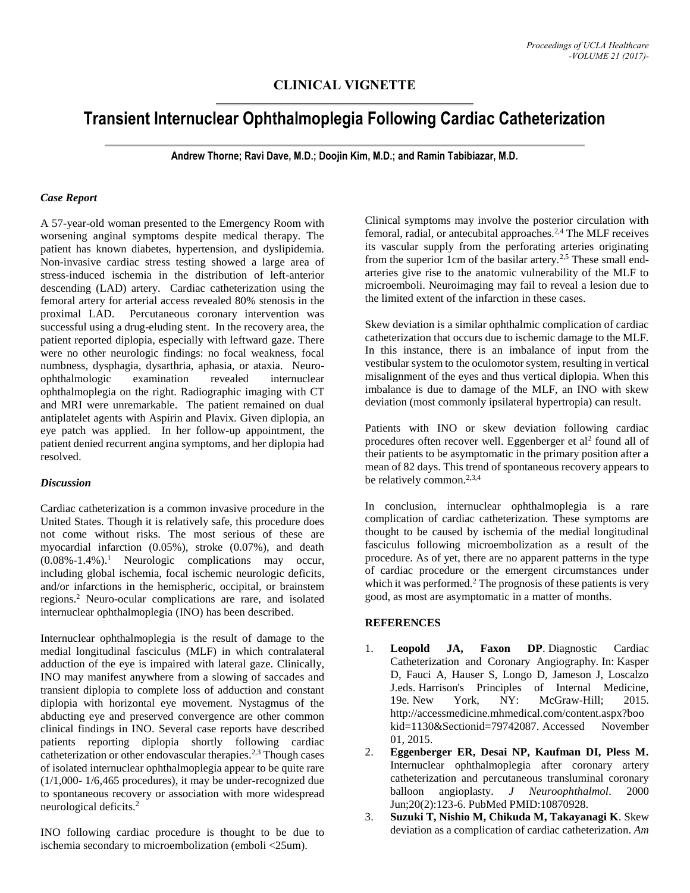**CLINICAL VIGNETTE**

# Transient Internuclear Ophthalmoplegia Following Cardiac Catheterization

**Andrew Thorne; Ravi Dave, M.D.; Doojin Kim, M.D.; and Ramin Tabibiazar, M.D.**

### *Case Report*

A 57-year-old woman presented to the Emergency Room with worsening anginal symptoms despite medical therapy. The patient has known diabetes, hypertension, and dyslipidemia. Non-invasive cardiac stress testing showed a large area of stress-induced ischemia in the distribution of left-anterior descending (LAD) artery. Cardiac catheterization using the femoral artery for arterial access revealed 80% stenosis in the proximal LAD. Percutaneous coronary intervention was successful using a drug-eluding stent. In the recovery area, the patient reported diplopia, especially with leftward gaze. There were no other neurologic findings: no focal weakness, focal numbness, dysphagia, dysarthria, aphasia, or ataxia. Neuro-ophthalmologic examination revealed internuclear ophthalmoplegia on the right. Radiographic imaging with CT and MRI were unremarkable. The patient remained on dual antiplatelet agents with Aspirin and Plavix. Given diplopia, an eye patch was applied. In her follow-up appointment, the patient denied recurrent angina symptoms, and her diplopia had resolved.

### *Discussion*

Cardiac catheterization is a common invasive procedure in the United States. Though it is relatively safe, this procedure does not come without risks. The most serious of these are myocardial infarction (0.05%), stroke (0.07%), and death (0.08%-1.4%).[1] Neurologic complications may occur, including global ischemia, focal ischemic neurologic deficits, and/or infarctions in the hemispheric, occipital, or brainstem regions.[2] Neuro-ocular complications are rare, and isolated internuclear ophthalmoplegia (INO) has been described.

Internuclear ophthalmoplegia is the result of damage to the medial longitudinal fasciculus (MLF) in which contralateral adduction of the eye is impaired with lateral gaze. Clinically, INO may manifest anywhere from a slowing of saccades and transient diplopia to complete loss of adduction and constant diplopia with horizontal eye movement. Nystagmus of the abducting eye and preserved convergence are other common clinical findings in INO. Several case reports have described patients reporting diplopia shortly following cardiac catheterization or other endovascular therapies.[2,3] Though cases of isolated internuclear ophthalmoplegia appear to be quite rare (1/1,000- 1/6,465 procedures), it may be under-recognized due to spontaneous recovery or association with more widespread neurological deficits.[2]

INO following cardiac procedure is thought to be due to ischemia secondary to microembolization (emboli <25um). Clinical symptoms may involve the posterior circulation with femoral, radial, or antecubital approaches.[2,4] The MLF receives its vascular supply from the perforating arteries originating from the superior 1cm of the basilar artery.[2,5] These small end-arteries give rise to the anatomic vulnerability of the MLF to microemboli. Neuroimaging may fail to reveal a lesion due to the limited extent of the infarction in these cases.

Skew deviation is a similar ophthalmic complication of cardiac catheterization that occurs due to ischemic damage to the MLF. In this instance, there is an imbalance of input from the vestibular system to the oculomotor system, resulting in vertical misalignment of the eyes and thus vertical diplopia. When this imbalance is due to damage of the MLF, an INO with skew deviation (most commonly ipsilateral hypertropia) can result.

Patients with INO or skew deviation following cardiac procedures often recover well. Eggenberger et al[2] found all of their patients to be asymptomatic in the primary position after a mean of 82 days. This trend of spontaneous recovery appears to be relatively common.[2,3,4]

In conclusion, internuclear ophthalmoplegia is a rare complication of cardiac catheterization. These symptoms are thought to be caused by ischemia of the medial longitudinal fasciculus following microembolization as a result of the procedure. As of yet, there are no apparent patterns in the type of cardiac procedure or the emergent circumstances under which it was performed.[2] The prognosis of these patients is very good, as most are asymptomatic in a matter of months.

### REFERENCES

1. **Leopold JA, Faxon DP**. Diagnostic Cardiac Catheterization and Coronary Angiography. In: Kasper D, Fauci A, Hauser S, Longo D, Jameson J, Loscalzo J.eds. Harrison's Principles of Internal Medicine, 19e. New York, NY: McGraw-Hill; 2015. http://accessmedicine.mhmedical.com/content.aspx?bookid=1130&Sectionid=79742087. Accessed November 01, 2015.
2. **Eggenberger ER, Desai NP, Kaufman DI, Pless M.** Internuclear ophthalmoplegia after coronary artery catheterization and percutaneous transluminal coronary balloon angioplasty. *J Neuroophthalmol*. 2000 Jun;20(2):123-6. PubMed PMID:10870928.
3. **Suzuki T, Nishio M, Chikuda M, Takayanagi K**. Skew deviation as a complication of cardiac catheterization. *Am*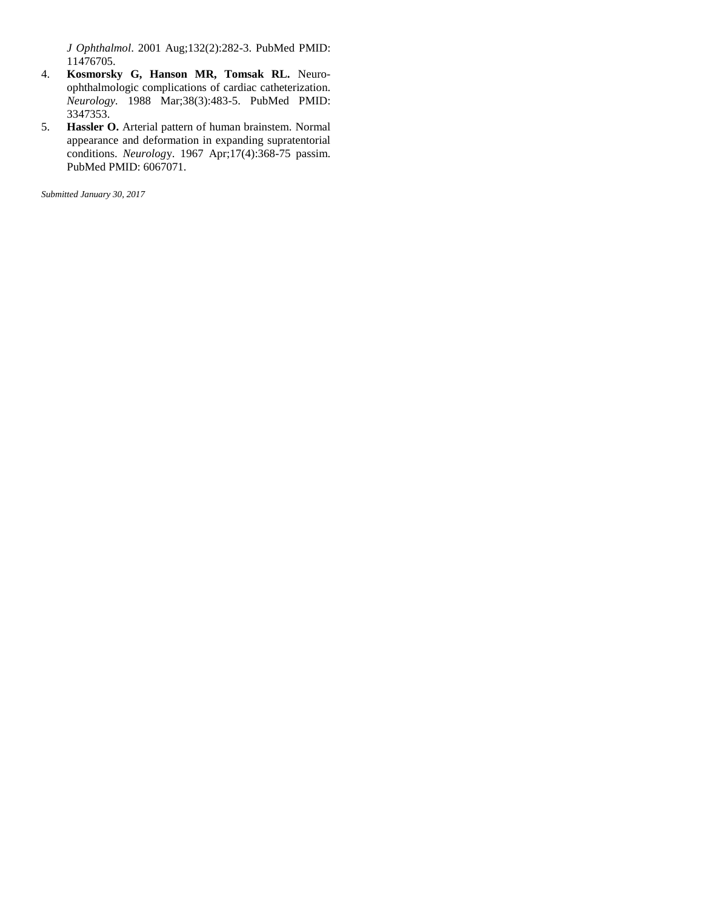*J Ophthalmol*. 2001 Aug;132(2):282-3. PubMed PMID: 11476705.

4. **Kosmorsky G, Hanson MR, Tomsak RL.** Neuro-ophthalmologic complications of cardiac catheterization. *Neurology*. 1988 Mar;38(3):483-5. PubMed PMID: 3347353.
5. **Hassler O.** Arterial pattern of human brainstem. Normal appearance and deformation in expanding supratentorial conditions. *Neurolog*y. 1967 Apr;17(4):368-75 passim. PubMed PMID: 6067071.

*Submitted January 30, 2017*